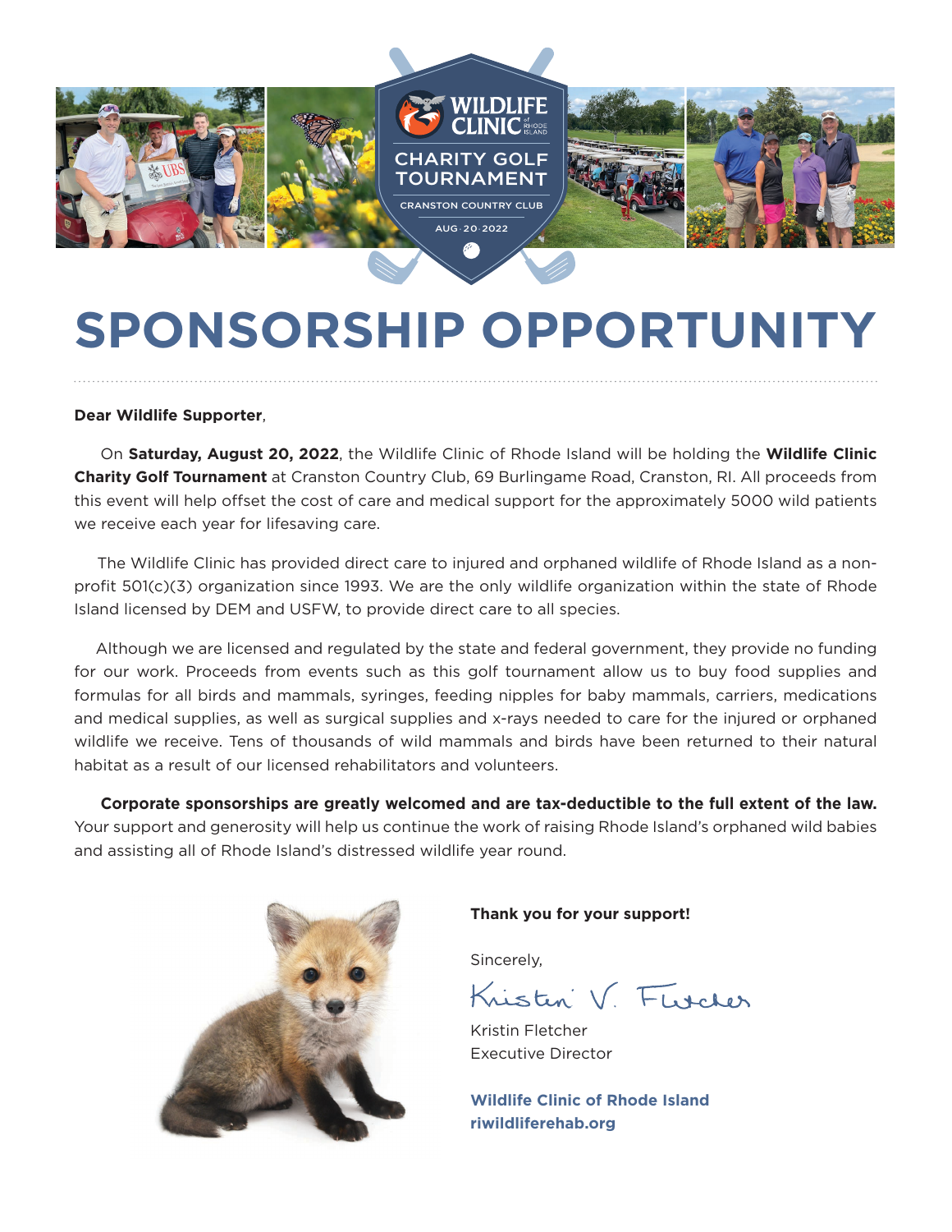WILDLIFE CLINIC of RHODE ISLAND

CHARITY GOLF TOURNAMENT

CRANSTON COUNTRY CLUB

AUG·20·2022

# SPONSORSHIP OPPORTUNITY

**Dear Wildlife Supporter**,

On **Saturday, August 20, 2022**, the Wildlife Clinic of Rhode Island will be holding the **Wildlife Clinic Charity Golf Tournament** at Cranston Country Club, 69 Burlingame Road, Cranston, RI. All proceeds from this event will help offset the cost of care and medical support for the approximately 5000 wild patients we receive each year for lifesaving care.

The Wildlife Clinic has provided direct care to injured and orphaned wildlife of Rhode Island as a non-profit 501(c)(3) organization since 1993. We are the only wildlife organization within the state of Rhode Island licensed by DEM and USFW, to provide direct care to all species.

Although we are licensed and regulated by the state and federal government, they provide no funding for our work. Proceeds from events such as this golf tournament allow us to buy food supplies and formulas for all birds and mammals, syringes, feeding nipples for baby mammals, carriers, medications and medical supplies, as well as surgical supplies and x-rays needed to care for the injured or orphaned wildlife we receive. Tens of thousands of wild mammals and birds have been returned to their natural habitat as a result of our licensed rehabilitators and volunteers.

**Corporate sponsorships are greatly welcomed and are tax-deductible to the full extent of the law.** Your support and generosity will help us continue the work of raising Rhode Island's orphaned wild babies and assisting all of Rhode Island's distressed wildlife year round.

**Thank you for your support!**

Sincerely,

Kristin V. Fletcher

Kristin Fletcher
Executive Director

**Wildlife Clinic of Rhode Island**
**riwildliferehab.org**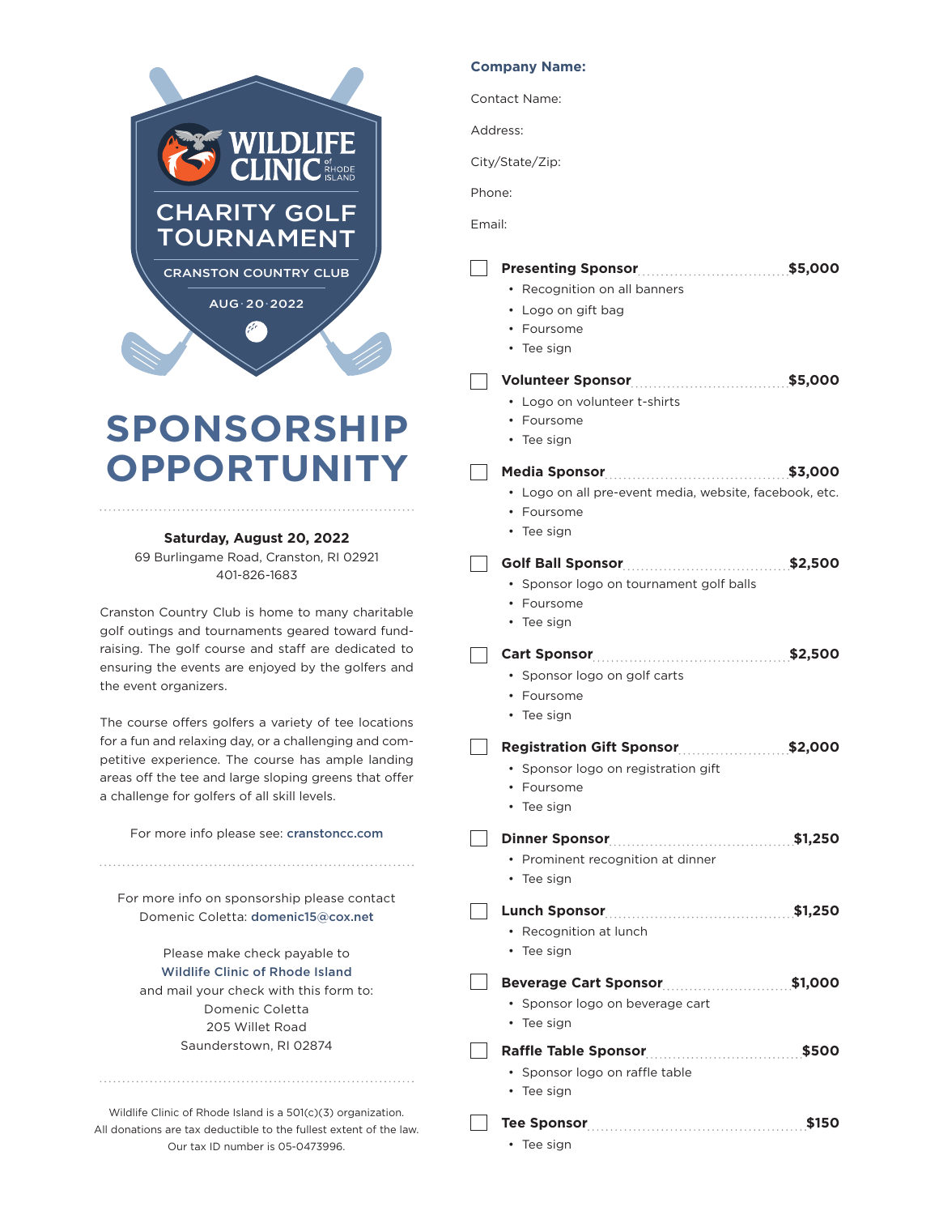WILDLIFE CLINIC of RHODE ISLAND

CHARITY GOLF TOURNAMENT

CRANSTON COUNTRY CLUB

AUG·20·2022

# SPONSORSHIP OPPORTUNITY

**Saturday, August 20, 2022**
69 Burlingame Road, Cranston, RI 02921
401-826-1683

Cranston Country Club is home to many charitable golf outings and tournaments geared toward fund-raising. The golf course and staff are dedicated to ensuring the events are enjoyed by the golfers and the event organizers.

The course offers golfers a variety of tee locations for a fun and relaxing day, or a challenging and competitive experience. The course has ample landing areas off the tee and large sloping greens that offer a challenge for golfers of all skill levels.

For more info please see: cranstoncc.com

For more info on sponsorship please contact Domenic Coletta: domenic15@cox.net

Please make check payable to
Wildlife Clinic of Rhode Island
and mail your check with this form to:
Domenic Coletta
205 Willet Road
Saunderstown, RI 02874

Wildlife Clinic of Rhode Island is a 501(c)(3) organization.
All donations are tax deductible to the fullest extent of the law.
Our tax ID number is 05-0473996.

**Company Name:**

Contact Name:

Address:

City/State/Zip:

Phone:

Email:

☐ **Presenting Sponsor** .......... **$5,000**
- Recognition on all banners
- Logo on gift bag
- Foursome
- Tee sign

☐ **Volunteer Sponsor** .......... **$5,000**
- Logo on volunteer t-shirts
- Foursome
- Tee sign

☐ **Media Sponsor** .......... **$3,000**
- Logo on all pre-event media, website, facebook, etc.
- Foursome
- Tee sign

☐ **Golf Ball Sponsor** .......... **$2,500**
- Sponsor logo on tournament golf balls
- Foursome
- Tee sign

☐ **Cart Sponsor** .......... **$2,500**
- Sponsor logo on golf carts
- Foursome
- Tee sign

☐ **Registration Gift Sponsor** .......... **$2,000**
- Sponsor logo on registration gift
- Foursome
- Tee sign

☐ **Dinner Sponsor** .......... **$1,250**
- Prominent recognition at dinner
- Tee sign

☐ **Lunch Sponsor** .......... **$1,250**
- Recognition at lunch
- Tee sign

☐ **Beverage Cart Sponsor** .......... **$1,000**
- Sponsor logo on beverage cart
- Tee sign

☐ **Raffle Table Sponsor** .......... **$500**
- Sponsor logo on raffle table
- Tee sign

☐ **Tee Sponsor** .......... **$150**
- Tee sign